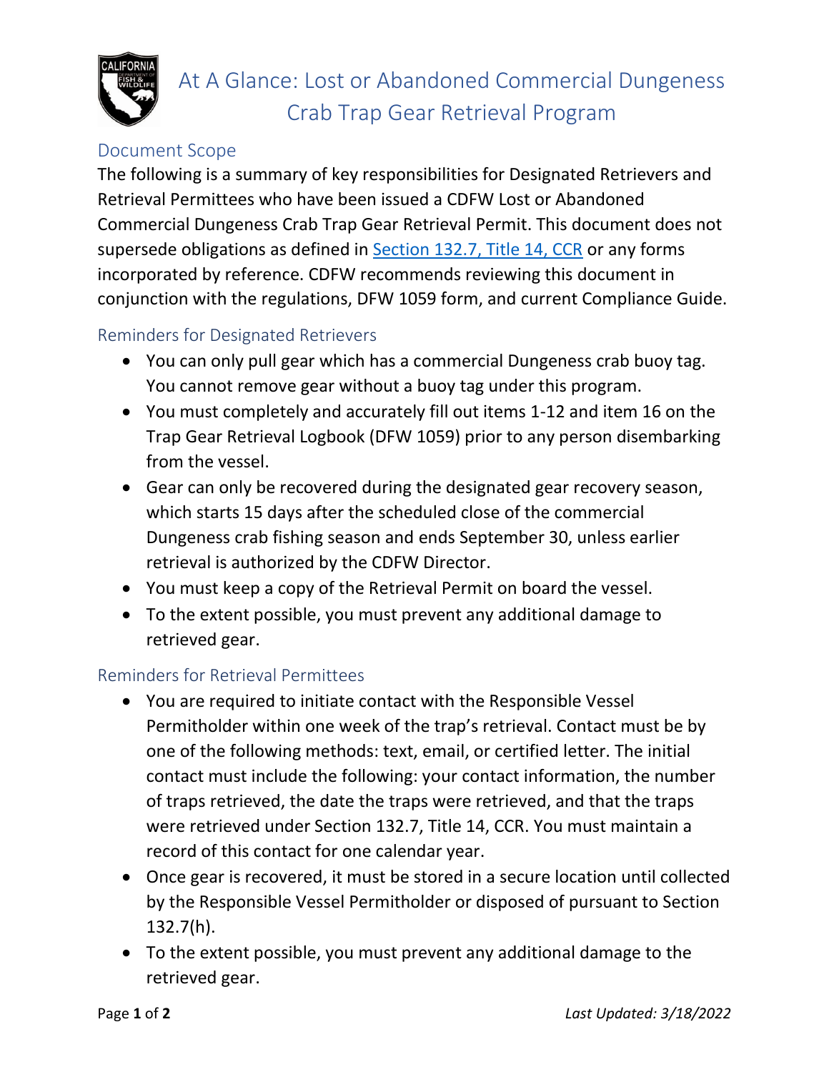# At A Glance: Lost or Abandoned Commercial Dungeness Crab Trap Gear Retrieval Program

## Document Scope

The following is a summary of key responsibilities for Designated Retrievers and Retrieval Permittees who have been issued a CDFW Lost or Abandoned Commercial Dungeness Crab Trap Gear Retrieval Permit. This document does not supersede obligations as defined in [Section 132.7, Title 14, CCR] or any forms incorporated by reference. CDFW recommends reviewing this document in conjunction with the regulations, DFW 1059 form, and current Compliance Guide.

## Reminders for Designated Retrievers

- You can only pull gear which has a commercial Dungeness crab buoy tag. You cannot remove gear without a buoy tag under this program.
- You must completely and accurately fill out items 1-12 and item 16 on the Trap Gear Retrieval Logbook (DFW 1059) prior to any person disembarking from the vessel.
- Gear can only be recovered during the designated gear recovery season, which starts 15 days after the scheduled close of the commercial Dungeness crab fishing season and ends September 30, unless earlier retrieval is authorized by the CDFW Director.
- You must keep a copy of the Retrieval Permit on board the vessel.
- To the extent possible, you must prevent any additional damage to retrieved gear.

## Reminders for Retrieval Permittees

- You are required to initiate contact with the Responsible Vessel Permitholder within one week of the trap's retrieval. Contact must be by one of the following methods: text, email, or certified letter. The initial contact must include the following: your contact information, the number of traps retrieved, the date the traps were retrieved, and that the traps were retrieved under Section 132.7, Title 14, CCR. You must maintain a record of this contact for one calendar year.
- Once gear is recovered, it must be stored in a secure location until collected by the Responsible Vessel Permitholder or disposed of pursuant to Section 132.7(h).
- To the extent possible, you must prevent any additional damage to the retrieved gear.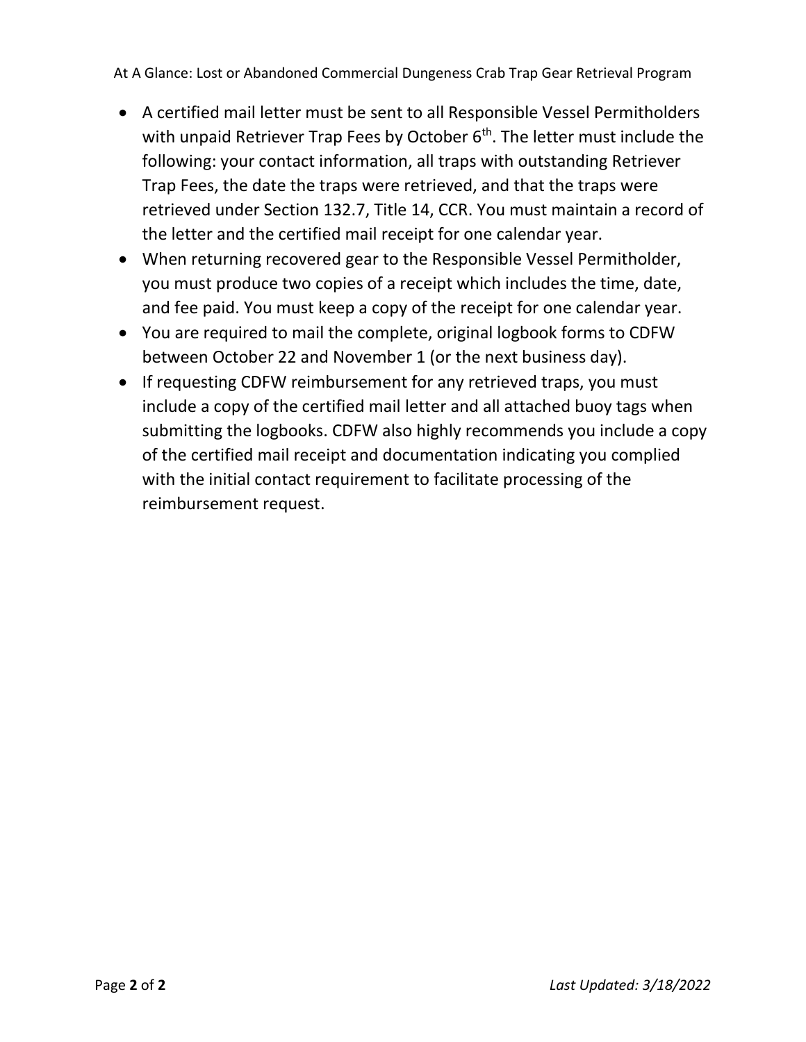- A certified mail letter must be sent to all Responsible Vessel Permitholders with unpaid Retriever Trap Fees by October 6th. The letter must include the following: your contact information, all traps with outstanding Retriever Trap Fees, the date the traps were retrieved, and that the traps were retrieved under Section 132.7, Title 14, CCR. You must maintain a record of the letter and the certified mail receipt for one calendar year.
- When returning recovered gear to the Responsible Vessel Permitholder, you must produce two copies of a receipt which includes the time, date, and fee paid. You must keep a copy of the receipt for one calendar year.
- You are required to mail the complete, original logbook forms to CDFW between October 22 and November 1 (or the next business day).
- If requesting CDFW reimbursement for any retrieved traps, you must include a copy of the certified mail letter and all attached buoy tags when submitting the logbooks. CDFW also highly recommends you include a copy of the certified mail receipt and documentation indicating you complied with the initial contact requirement to facilitate processing of the reimbursement request.